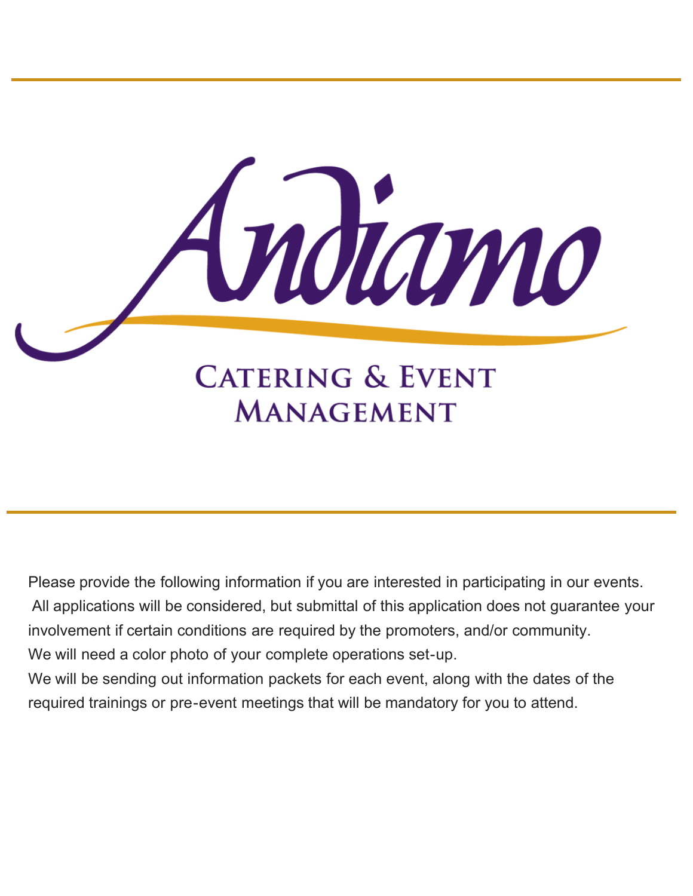# Andiamo

## Catering & Event Management

Please provide the following information if you are interested in participating in our events. All applications will be considered, but submittal of this application does not guarantee your involvement if certain conditions are required by the promoters, and/or community.

We will need a color photo of your complete operations set-up.

We will be sending out information packets for each event, along with the dates of the required trainings or pre-event meetings that will be mandatory for you to attend.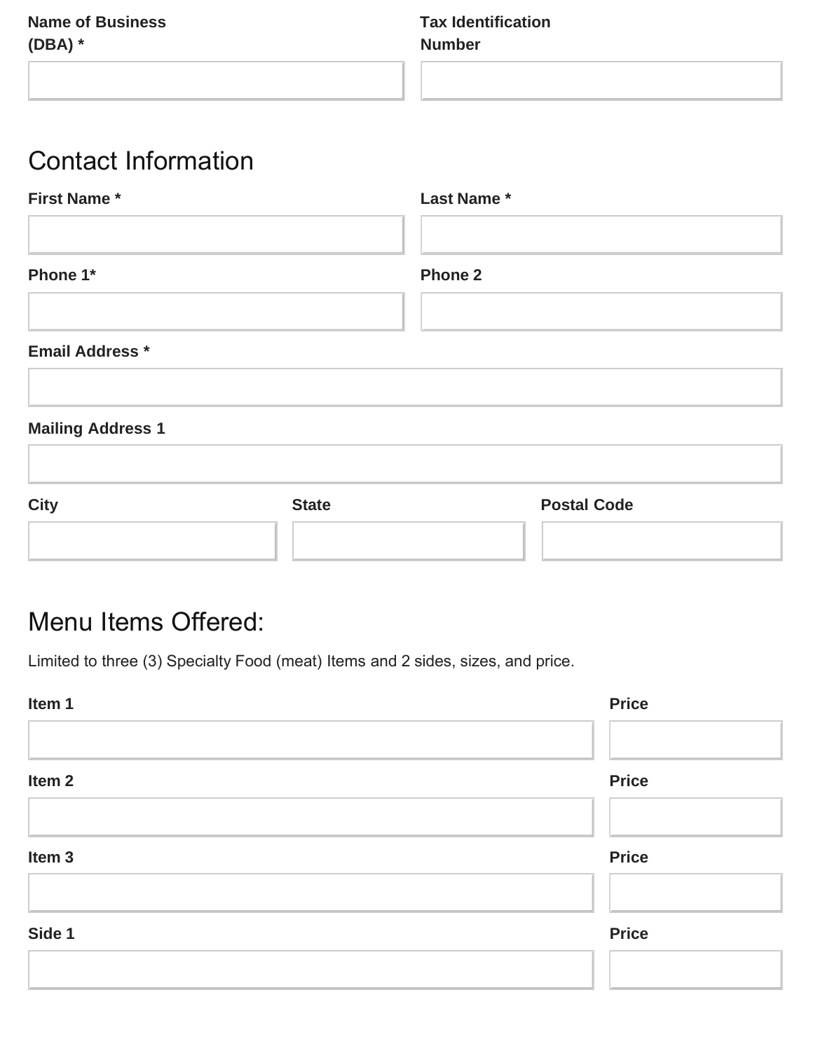**Name of Business (DBA) ***

**Tax Identification Number**

## Contact Information

**First Name ***

**Last Name ***

**Phone 1***

**Phone 2**

**Email Address ***

**Mailing Address 1**

**City**

**State**

**Postal Code**

## Menu Items Offered:

Limited to three (3) Specialty Food (meat) Items and 2 sides, sizes, and price.

| | |
|---|---|
| **Item 1** | **Price** |
| **Item 2** | **Price** |
| **Item 3** | **Price** |
| **Side 1** | **Price** |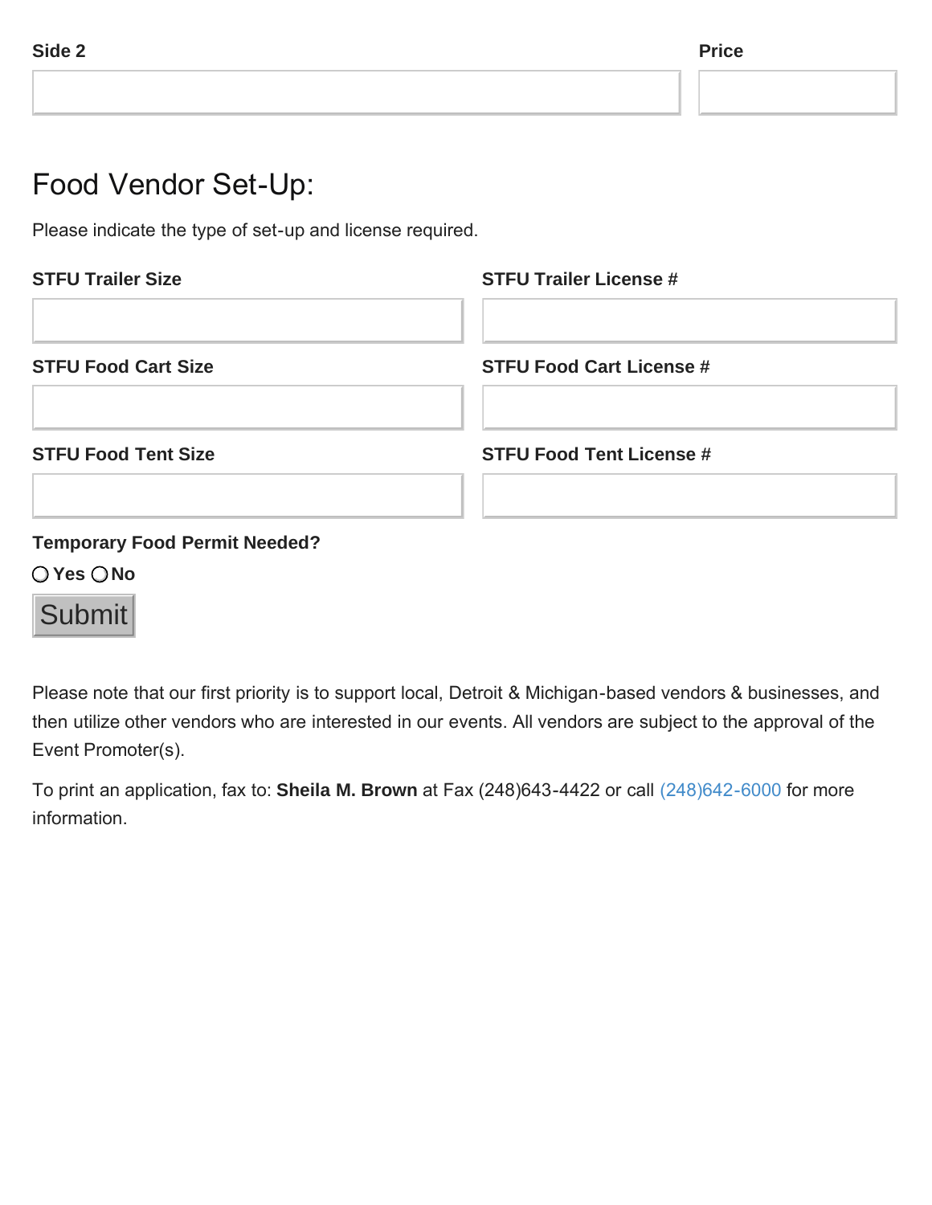**Side 2** **Price**

## Food Vendor Set-Up:

Please indicate the type of set-up and license required.

**STFU Trailer Size**

**STFU Trailer License #**

**STFU Food Cart Size**

**STFU Food Cart License #**

**STFU Food Tent Size**

**STFU Food Tent License #**

**Temporary Food Permit Needed?**

○ **Yes** ○ **No**

Submit

Please note that our first priority is to support local, Detroit & Michigan-based vendors & businesses, and then utilize other vendors who are interested in our events. All vendors are subject to the approval of the Event Promoter(s).

To print an application, fax to: **Sheila M. Brown** at Fax (248)643-4422 or call (248)642-6000 for more information.